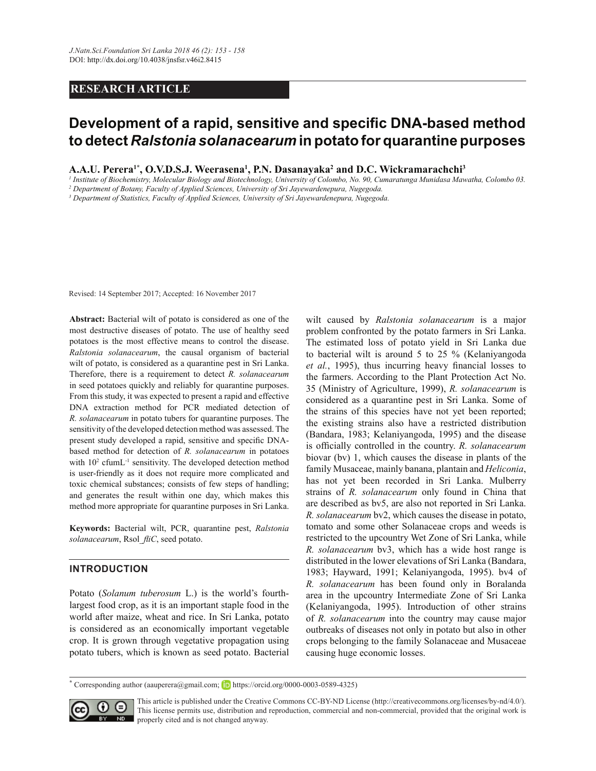**RESEARCH ARTICLE**

# Development of a rapid, sensitive and specific DNA-based method to detect *Ralstonia solanacearum* in potato for quarantine purposes

**A.A.U. Perera[1*], O.V.D.S.J. Weerasena[1], P.N. Dasanayaka[2] and D.C. Wickramarachchi[3]**

[1] *Institute of Biochemistry, Molecular Biology and Biotechnology, University of Colombo, No. 90, Cumaratunga Munidasa Mawatha, Colombo 03.*

[2] *Department of Botany, Faculty of Applied Sciences, University of Sri Jayewardenepura, Nugegoda.*

[3] *Department of Statistics, Faculty of Applied Sciences, University of Sri Jayewardenepura, Nugegoda.*

Revised: 14 September 2017; Accepted: 16 November 2017

**Abstract:** Bacterial wilt of potato is considered as one of the most destructive diseases of potato. The use of healthy seed potatoes is the most effective means to control the disease. *Ralstonia solanacearum*, the causal organism of bacterial wilt of potato, is considered as a quarantine pest in Sri Lanka. Therefore, there is a requirement to detect *R. solanacearum* in seed potatoes quickly and reliably for quarantine purposes. From this study, it was expected to present a rapid and effective DNA extraction method for PCR mediated detection of *R. solanacearum* in potato tubers for quarantine purposes. The sensitivity of the developed detection method was assessed. The present study developed a rapid, sensitive and specific DNA-based method for detection of *R. solanacearum* in potatoes with $10^2$ cfumL$^{-1}$ sensitivity. The developed detection method is user-friendly as it does not require more complicated and toxic chemical substances; consists of few steps of handling; and generates the result within one day, which makes this method more appropriate for quarantine purposes in Sri Lanka.

**Keywords:** Bacterial wilt, PCR, quarantine pest, *Ralstonia solanacearum*, Rsol_*fliC*, seed potato.

## INTRODUCTION

Potato (*Solanum tuberosum* L.) is the world's fourth-largest food crop, as it is an important staple food in the world after maize, wheat and rice. In Sri Lanka, potato is considered as an economically important vegetable crop. It is grown through vegetative propagation using potato tubers, which is known as seed potato. Bacterial wilt caused by *Ralstonia solanacearum* is a major problem confronted by the potato farmers in Sri Lanka. The estimated loss of potato yield in Sri Lanka due to bacterial wilt is around 5 to 25 % (Kelaniyangoda *et al.*, 1995), thus incurring heavy financial losses to the farmers. According to the Plant Protection Act No. 35 (Ministry of Agriculture, 1999), *R. solanacearum* is considered as a quarantine pest in Sri Lanka. Some of the strains of this species have not yet been reported; the existing strains also have a restricted distribution (Bandara, 1983; Kelaniyangoda, 1995) and the disease is officially controlled in the country. *R. solanacearum* biovar (bv) 1, which causes the disease in plants of the family Musaceae, mainly banana, plantain and *Heliconia*, has not yet been recorded in Sri Lanka. Mulberry strains of *R. solanacearum* only found in China that are described as bv5, are also not reported in Sri Lanka. *R. solanacearum* bv2, which causes the disease in potato, tomato and some other Solanaceae crops and weeds is restricted to the upcountry Wet Zone of Sri Lanka, while *R. solanacearum* bv3, which has a wide host range is distributed in the lower elevations of Sri Lanka (Bandara, 1983; Hayward, 1991; Kelaniyangoda, 1995). bv4 of *R. solanacearum* has been found only in Boralanda area in the upcountry Intermediate Zone of Sri Lanka (Kelaniyangoda, 1995). Introduction of other strains of *R. solanacearum* into the country may cause major outbreaks of diseases not only in potato but also in other crops belonging to the family Solanaceae and Musaceae causing huge economic losses.

[*] Corresponding author (aauperera@gmail.com; https://orcid.org/0000-0003-0589-4325)

This article is published under the Creative Commons CC-BY-ND License (http://creativecommons.org/licenses/by-nd/4.0/). This license permits use, distribution and reproduction, commercial and non-commercial, provided that the original work is properly cited and is not changed anyway.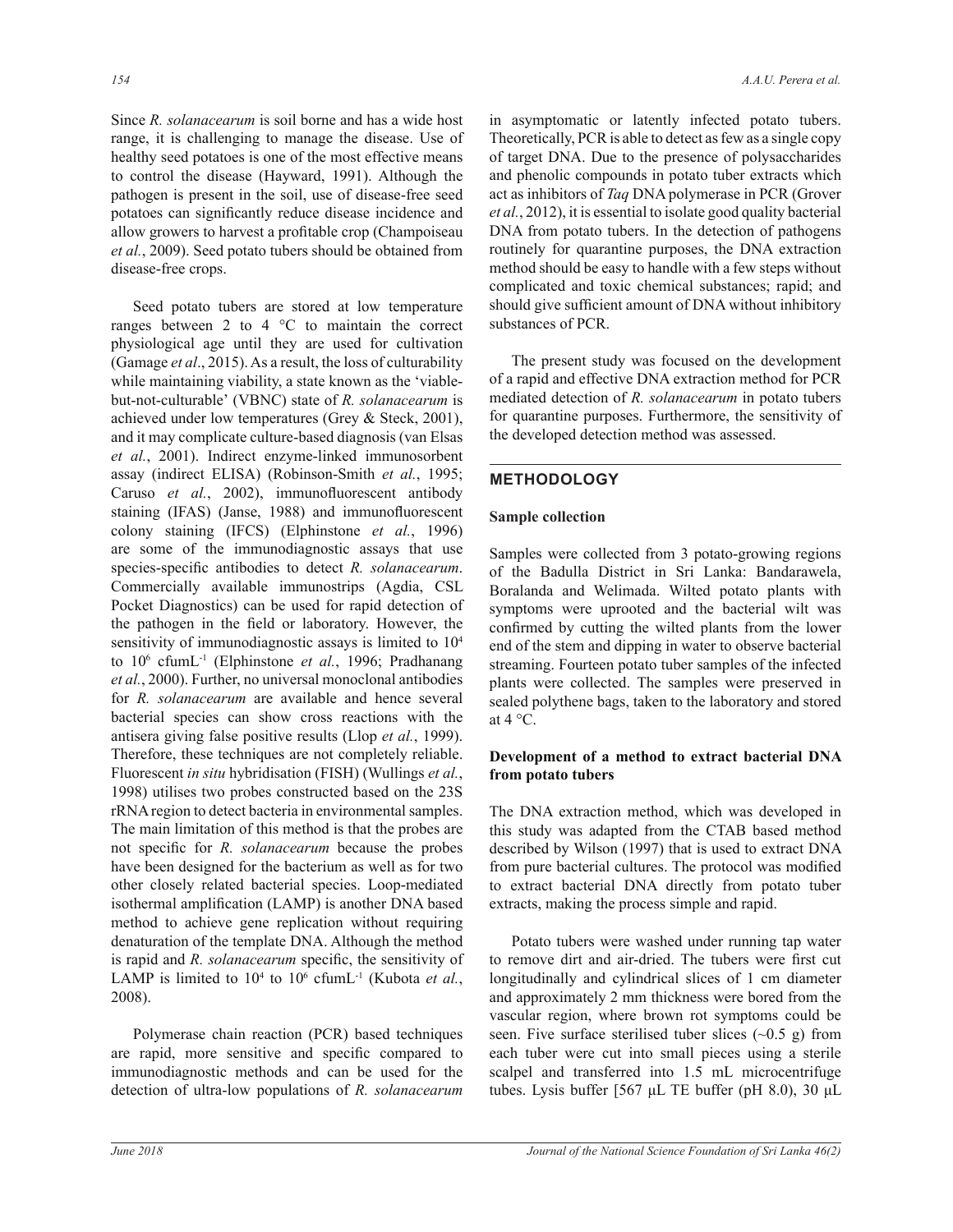Since *R. solanacearum* is soil borne and has a wide host range, it is challenging to manage the disease. Use of healthy seed potatoes is one of the most effective means to control the disease (Hayward, 1991). Although the pathogen is present in the soil, use of disease-free seed potatoes can significantly reduce disease incidence and allow growers to harvest a profitable crop (Champoiseau *et al.*, 2009). Seed potato tubers should be obtained from disease-free crops.

Seed potato tubers are stored at low temperature ranges between 2 to 4 °C to maintain the correct physiological age until they are used for cultivation (Gamage *et al*., 2015). As a result, the loss of culturability while maintaining viability, a state known as the 'viable-but-not-culturable' (VBNC) state of *R. solanacearum* is achieved under low temperatures (Grey & Steck, 2001), and it may complicate culture-based diagnosis (van Elsas *et al.*, 2001). Indirect enzyme-linked immunosorbent assay (indirect ELISA) (Robinson-Smith *et al.*, 1995; Caruso *et al.*, 2002), immunofluorescent antibody staining (IFAS) (Janse, 1988) and immunofluorescent colony staining (IFCS) (Elphinstone *et al.*, 1996) are some of the immunodiagnostic assays that use species-specific antibodies to detect *R. solanacearum*. Commercially available immunostrips (Agdia, CSL Pocket Diagnostics) can be used for rapid detection of the pathogen in the field or laboratory. However, the sensitivity of immunodiagnostic assays is limited to $10^4$ to $10^6$ cfumL$^{-1}$ (Elphinstone *et al.*, 1996; Pradhanang *et al.*, 2000). Further, no universal monoclonal antibodies for *R. solanacearum* are available and hence several bacterial species can show cross reactions with the antisera giving false positive results (Llop *et al.*, 1999). Therefore, these techniques are not completely reliable. Fluorescent *in situ* hybridisation (FISH) (Wullings *et al.*, 1998) utilises two probes constructed based on the 23S rRNA region to detect bacteria in environmental samples. The main limitation of this method is that the probes are not specific for *R. solanacearum* because the probes have been designed for the bacterium as well as for two other closely related bacterial species. Loop-mediated isothermal amplification (LAMP) is another DNA based method to achieve gene replication without requiring denaturation of the template DNA. Although the method is rapid and *R. solanacearum* specific, the sensitivity of LAMP is limited to $10^4$ to $10^6$ cfumL$^{-1}$ (Kubota *et al.*, 2008).

Polymerase chain reaction (PCR) based techniques are rapid, more sensitive and specific compared to immunodiagnostic methods and can be used for the detection of ultra-low populations of *R. solanacearum* in asymptomatic or latently infected potato tubers. Theoretically, PCR is able to detect as few as a single copy of target DNA. Due to the presence of polysaccharides and phenolic compounds in potato tuber extracts which act as inhibitors of *Taq* DNA polymerase in PCR (Grover *et al.*, 2012), it is essential to isolate good quality bacterial DNA from potato tubers. In the detection of pathogens routinely for quarantine purposes, the DNA extraction method should be easy to handle with a few steps without complicated and toxic chemical substances; rapid; and should give sufficient amount of DNA without inhibitory substances of PCR.

The present study was focused on the development of a rapid and effective DNA extraction method for PCR mediated detection of *R. solanacearum* in potato tubers for quarantine purposes. Furthermore, the sensitivity of the developed detection method was assessed.

## METHODOLOGY

### Sample collection

Samples were collected from 3 potato-growing regions of the Badulla District in Sri Lanka: Bandarawela, Boralanda and Welimada. Wilted potato plants with symptoms were uprooted and the bacterial wilt was confirmed by cutting the wilted plants from the lower end of the stem and dipping in water to observe bacterial streaming. Fourteen potato tuber samples of the infected plants were collected. The samples were preserved in sealed polythene bags, taken to the laboratory and stored at 4 °C.

### Development of a method to extract bacterial DNA from potato tubers

The DNA extraction method, which was developed in this study was adapted from the CTAB based method described by Wilson (1997) that is used to extract DNA from pure bacterial cultures. The protocol was modified to extract bacterial DNA directly from potato tuber extracts, making the process simple and rapid.

Potato tubers were washed under running tap water to remove dirt and air-dried. The tubers were first cut longitudinally and cylindrical slices of 1 cm diameter and approximately 2 mm thickness were bored from the vascular region, where brown rot symptoms could be seen. Five surface sterilised tuber slices (~0.5 g) from each tuber were cut into small pieces using a sterile scalpel and transferred into 1.5 mL microcentrifuge tubes. Lysis buffer [567 µL TE buffer (pH 8.0), 30 µL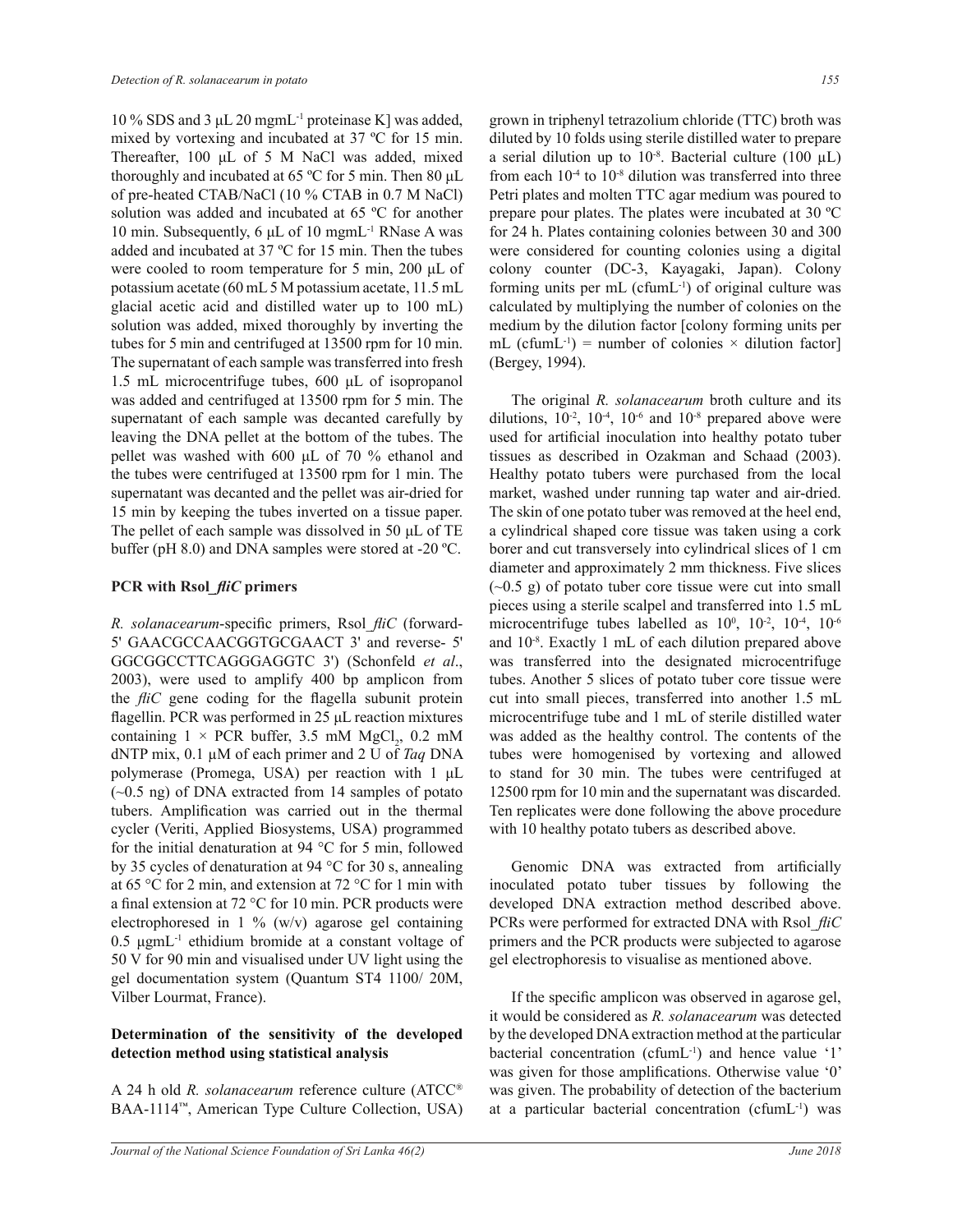10 % SDS and 3 µL 20 $mgmL^{-1}$ proteinase K] was added, mixed by vortexing and incubated at 37 ºC for 15 min. Thereafter, 100 µL of 5 M NaCl was added, mixed thoroughly and incubated at 65 ºC for 5 min. Then 80 µL of pre-heated CTAB/NaCl (10 % CTAB in 0.7 M NaCl) solution was added and incubated at 65 ºC for another 10 min. Subsequently, 6 µL of 10 $mgmL^{-1}$ RNase A was added and incubated at 37 ºC for 15 min. Then the tubes were cooled to room temperature for 5 min, 200 µL of potassium acetate (60 mL 5 M potassium acetate, 11.5 mL glacial acetic acid and distilled water up to 100 mL) solution was added, mixed thoroughly by inverting the tubes for 5 min and centrifuged at 13500 rpm for 10 min. The supernatant of each sample was transferred into fresh 1.5 mL microcentrifuge tubes, 600 µL of isopropanol was added and centrifuged at 13500 rpm for 5 min. The supernatant of each sample was decanted carefully by leaving the DNA pellet at the bottom of the tubes. The pellet was washed with 600 µL of 70 % ethanol and the tubes were centrifuged at 13500 rpm for 1 min. The supernatant was decanted and the pellet was air-dried for 15 min by keeping the tubes inverted on a tissue paper. The pellet of each sample was dissolved in 50 µL of TE buffer (pH 8.0) and DNA samples were stored at -20 ºC.

### PCR with Rsol_*fliC* primers

*R. solanacearum*-specific primers, Rsol_*fliC* (forward- 5' GAACGCCAACGGTGCGAACT 3' and reverse- 5' GGCGGCCTTCAGGGAGGTC 3') (Schonfeld *et al*., 2003), were used to amplify 400 bp amplicon from the *fliC* gene coding for the flagella subunit protein flagellin. PCR was performed in 25 µL reaction mixtures containing 1 × PCR buffer, 3.5 mM $MgCl_2$, 0.2 mM dNTP mix, 0.1 µM of each primer and 2 U of *Taq* DNA polymerase (Promega, USA) per reaction with 1 µL (~0.5 ng) of DNA extracted from 14 samples of potato tubers. Amplification was carried out in the thermal cycler (Veriti, Applied Biosystems, USA) programmed for the initial denaturation at 94 °C for 5 min, followed by 35 cycles of denaturation at 94 °C for 30 s, annealing at 65 °C for 2 min, and extension at 72 °C for 1 min with a final extension at 72 °C for 10 min. PCR products were electrophoresed in 1 % (w/v) agarose gel containing 0.5 $\mu gmL^{-1}$ ethidium bromide at a constant voltage of 50 V for 90 min and visualised under UV light using the gel documentation system (Quantum ST4 1100/ 20M, Vilber Lourmat, France).

### Determination of the sensitivity of the developed detection method using statistical analysis

A 24 h old *R. solanacearum* reference culture (ATCC® BAA-1114™, American Type Culture Collection, USA) grown in triphenyl tetrazolium chloride (TTC) broth was diluted by 10 folds using sterile distilled water to prepare a serial dilution up to $10^{-8}$. Bacterial culture (100 µL) from each $10^{-4}$ to $10^{-8}$ dilution was transferred into three Petri plates and molten TTC agar medium was poured to prepare pour plates. The plates were incubated at 30 ºC for 24 h. Plates containing colonies between 30 and 300 were considered for counting colonies using a digital colony counter (DC-3, Kayagaki, Japan). Colony forming units per mL ($cfumL^{-1}$) of original culture was calculated by multiplying the number of colonies on the medium by the dilution factor [colony forming units per mL ($cfumL^{-1}$) = number of colonies × dilution factor] (Bergey, 1994).

The original *R. solanacearum* broth culture and its dilutions, $10^{-2}$, $10^{-4}$, $10^{-6}$ and $10^{-8}$ prepared above were used for artificial inoculation into healthy potato tuber tissues as described in Ozakman and Schaad (2003). Healthy potato tubers were purchased from the local market, washed under running tap water and air-dried. The skin of one potato tuber was removed at the heel end, a cylindrical shaped core tissue was taken using a cork borer and cut transversely into cylindrical slices of 1 cm diameter and approximately 2 mm thickness. Five slices (~0.5 g) of potato tuber core tissue were cut into small pieces using a sterile scalpel and transferred into 1.5 mL microcentrifuge tubes labelled as $10^{0}$, $10^{-2}$, $10^{-4}$, $10^{-6}$ and $10^{-8}$. Exactly 1 mL of each dilution prepared above was transferred into the designated microcentrifuge tubes. Another 5 slices of potato tuber core tissue were cut into small pieces, transferred into another 1.5 mL microcentrifuge tube and 1 mL of sterile distilled water was added as the healthy control. The contents of the tubes were homogenised by vortexing and allowed to stand for 30 min. The tubes were centrifuged at 12500 rpm for 10 min and the supernatant was discarded. Ten replicates were done following the above procedure with 10 healthy potato tubers as described above.

Genomic DNA was extracted from artificially inoculated potato tuber tissues by following the developed DNA extraction method described above. PCRs were performed for extracted DNA with Rsol_*fliC* primers and the PCR products were subjected to agarose gel electrophoresis to visualise as mentioned above.

If the specific amplicon was observed in agarose gel, it would be considered as *R. solanacearum* was detected by the developed DNA extraction method at the particular bacterial concentration ($cfumL^{-1}$) and hence value '1' was given for those amplifications. Otherwise value '0' was given. The probability of detection of the bacterium at a particular bacterial concentration ($cfumL^{-1}$) was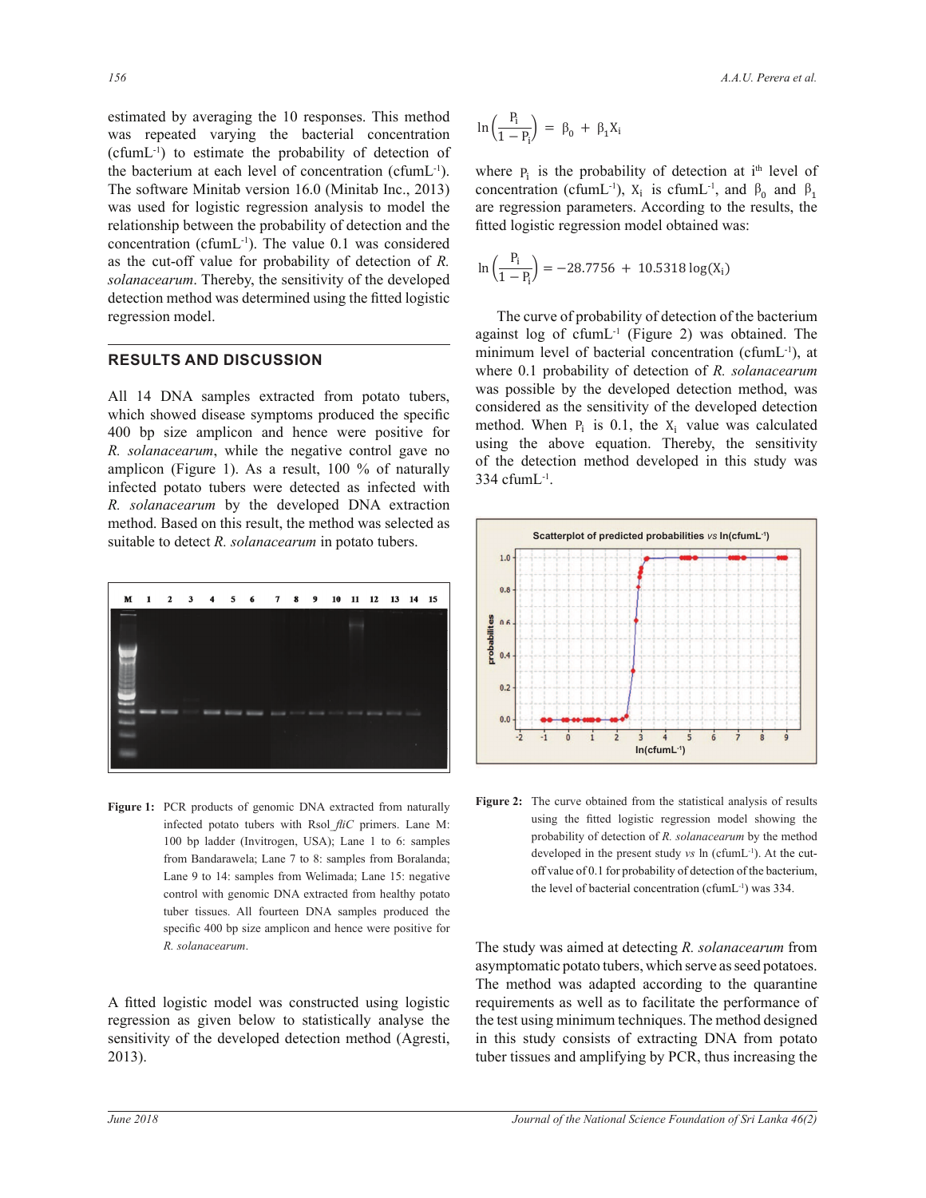estimated by averaging the 10 responses. This method was repeated varying the bacterial concentration (cfumL$^{-1}$) to estimate the probability of detection of the bacterium at each level of concentration (cfumL$^{-1}$). The software Minitab version 16.0 (Minitab Inc., 2013) was used for logistic regression analysis to model the relationship between the probability of detection and the concentration (cfumL$^{-1}$). The value 0.1 was considered as the cut-off value for probability of detection of *R. solanacearum*. Thereby, the sensitivity of the developed detection method was determined using the fitted logistic regression model.

## RESULTS AND DISCUSSION

All 14 DNA samples extracted from potato tubers, which showed disease symptoms produced the specific 400 bp size amplicon and hence were positive for *R. solanacearum*, while the negative control gave no amplicon (Figure 1). As a result, 100 % of naturally infected potato tubers were detected as infected with *R. solanacearum* by the developed DNA extraction method. Based on this result, the method was selected as suitable to detect *R. solanacearum* in potato tubers.

**Figure 1:** PCR products of genomic DNA extracted from naturally infected potato tubers with Rsol_*fliC* primers. Lane M: 100 bp ladder (Invitrogen, USA); Lane 1 to 6: samples from Bandarawela; Lane 7 to 8: samples from Boralanda; Lane 9 to 14: samples from Welimada; Lane 15: negative control with genomic DNA extracted from healthy potato tuber tissues. All fourteen DNA samples produced the specific 400 bp size amplicon and hence were positive for *R. solanacearum*.

A fitted logistic model was constructed using logistic regression as given below to statistically analyse the sensitivity of the developed detection method (Agresti, 2013).

$$\ln\left(\frac{P_i}{1 - P_i}\right) = \beta_0 + \beta_1 X_i$$

where $P_i$ is the probability of detection at i$^{th}$ level of concentration (cfumL$^{-1}$), $X_i$ is cfumL$^{-1}$, and $\beta_0$ and $\beta_1$ are regression parameters. According to the results, the fitted logistic regression model obtained was:

$$\ln\left(\frac{P_i}{1 - P_i}\right) = -28.7756 + 10.5318 \log(X_i)$$

The curve of probability of detection of the bacterium against log of cfumL$^{-1}$ (Figure 2) was obtained. The minimum level of bacterial concentration (cfumL$^{-1}$), at where 0.1 probability of detection of *R. solanacearum* was possible by the developed detection method, was considered as the sensitivity of the developed detection method. When $P_i$ is 0.1, the $X_i$ value was calculated using the above equation. Thereby, the sensitivity of the detection method developed in this study was 334 cfumL$^{-1}$.

**Figure 2:** The curve obtained from the statistical analysis of results using the fitted logistic regression model showing the probability of detection of *R. solanacearum* by the method developed in the present study *vs* ln (cfumL$^{-1}$). At the cut-off value of 0.1 for probability of detection of the bacterium, the level of bacterial concentration (cfumL$^{-1}$) was 334.

The study was aimed at detecting *R. solanacearum* from asymptomatic potato tubers, which serve as seed potatoes. The method was adapted according to the quarantine requirements as well as to facilitate the performance of the test using minimum techniques. The method designed in this study consists of extracting DNA from potato tuber tissues and amplifying by PCR, thus increasing the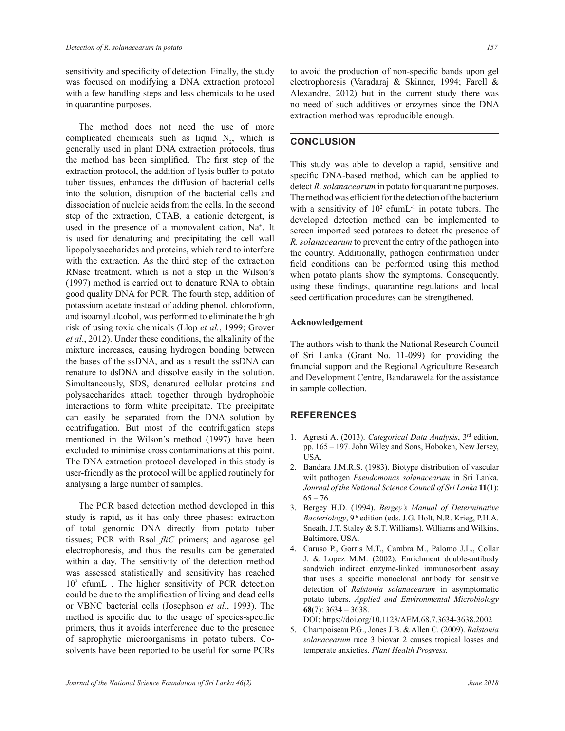sensitivity and specificity of detection. Finally, the study was focused on modifying a DNA extraction protocol with a few handling steps and less chemicals to be used in quarantine purposes.

The method does not need the use of more complicated chemicals such as liquid $N_2$, which is generally used in plant DNA extraction protocols, thus the method has been simplified. The first step of the extraction protocol, the addition of lysis buffer to potato tuber tissues, enhances the diffusion of bacterial cells into the solution, disruption of the bacterial cells and dissociation of nucleic acids from the cells. In the second step of the extraction, CTAB, a cationic detergent, is used in the presence of a monovalent cation, $Na^+$. It is used for denaturing and precipitating the cell wall lipopolysaccharides and proteins, which tend to interfere with the extraction. As the third step of the extraction RNase treatment, which is not a step in the Wilson's (1997) method is carried out to denature RNA to obtain good quality DNA for PCR. The fourth step, addition of potassium acetate instead of adding phenol, chloroform, and isoamyl alcohol, was performed to eliminate the high risk of using toxic chemicals (Llop *et al.*, 1999; Grover *et al*., 2012). Under these conditions, the alkalinity of the mixture increases, causing hydrogen bonding between the bases of the ssDNA, and as a result the ssDNA can renature to dsDNA and dissolve easily in the solution. Simultaneously, SDS, denatured cellular proteins and polysaccharides attach together through hydrophobic interactions to form white precipitate. The precipitate can easily be separated from the DNA solution by centrifugation. But most of the centrifugation steps mentioned in the Wilson's method (1997) have been excluded to minimise cross contaminations at this point. The DNA extraction protocol developed in this study is user-friendly as the protocol will be applied routinely for analysing a large number of samples.

The PCR based detection method developed in this study is rapid, as it has only three phases: extraction of total genomic DNA directly from potato tuber tissues; PCR with Rsol_*fliC* primers; and agarose gel electrophoresis, and thus the results can be generated within a day. The sensitivity of the detection method was assessed statistically and sensitivity has reached $10^2$ cfum$L^{-1}$. The higher sensitivity of PCR detection could be due to the amplification of living and dead cells or VBNC bacterial cells (Josephson *et al*., 1993). The method is specific due to the usage of species-specific primers, thus it avoids interference due to the presence of saprophytic microorganisms in potato tubers. Co-solvents have been reported to be useful for some PCRs to avoid the production of non-specific bands upon gel electrophoresis (Varadaraj & Skinner, 1994; Farell & Alexandre, 2012) but in the current study there was no need of such additives or enzymes since the DNA extraction method was reproducible enough.

## CONCLUSION

This study was able to develop a rapid, sensitive and specific DNA-based method, which can be applied to detect *R. solanacearum* in potato for quarantine purposes. The method was efficient for the detection of the bacterium with a sensitivity of $10^2$ cfum$L^{-1}$ in potato tubers. The developed detection method can be implemented to screen imported seed potatoes to detect the presence of *R. solanacearum* to prevent the entry of the pathogen into the country. Additionally, pathogen confirmation under field conditions can be performed using this method when potato plants show the symptoms. Consequently, using these findings, quarantine regulations and local seed certification procedures can be strengthened.

### Acknowledgement

The authors wish to thank the National Research Council of Sri Lanka (Grant No. 11-099) for providing the financial support and the Regional Agriculture Research and Development Centre, Bandarawela for the assistance in sample collection.

## REFERENCES

1. Agresti A. (2013). *Categorical Data Analysis*, 3rd edition, pp. 165 – 197. John Wiley and Sons, Hoboken, New Jersey, USA.
2. Bandara J.M.R.S. (1983). Biotype distribution of vascular wilt pathogen *Pseudomonas solanacearum* in Sri Lanka. *Journal of the National Science Council of Sri Lanka* **11**(1): 65 – 76.
3. Bergey H.D. (1994). *Bergey's Manual of Determinative Bacteriology*, 9th edition (eds. J.G. Holt, N.R. Krieg, P.H.A. Sneath, J.T. Staley & S.T. Williams). Williams and Wilkins, Baltimore, USA.
4. Caruso P., Gorris M.T., Cambra M., Palomo J.L., Collar J. & Lopez M.M. (2002). Enrichment double-antibody sandwich indirect enzyme-linked immunosorbent assay that uses a specific monoclonal antibody for sensitive detection of *Ralstonia solanacearum* in asymptomatic potato tubers. *Applied and Environmental Microbiology* **68**(7): 3634 – 3638.
   DOI: https://doi.org/10.1128/AEM.68.7.3634-3638.2002
5. Champoiseau P.G., Jones J.B. & Allen C. (2009). *Ralstonia solanacearum* race 3 biovar 2 causes tropical losses and temperate anxieties. *Plant Health Progress.*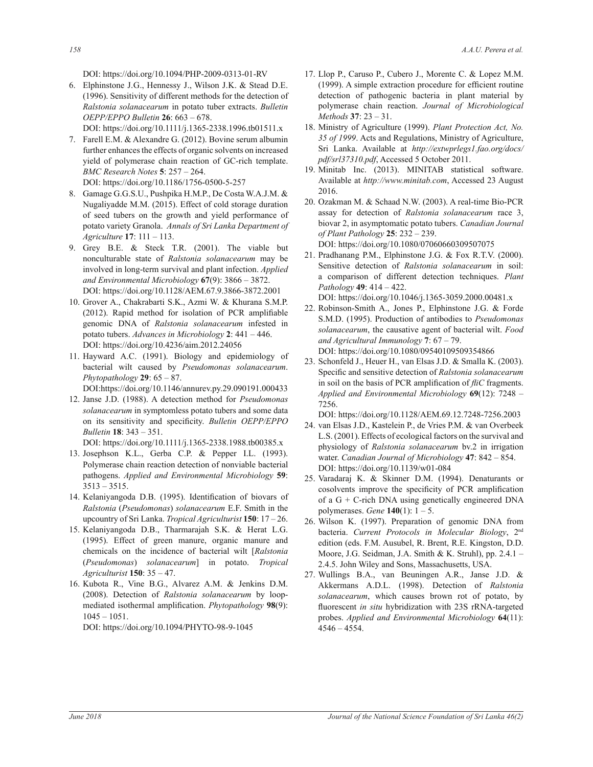DOI: https://doi.org/10.1094/PHP-2009-0313-01-RV

6. Elphinstone J.G., Hennessy J., Wilson J.K. & Stead D.E. (1996). Sensitivity of different methods for the detection of *Ralstonia solanacearum* in potato tuber extracts. *Bulletin OEPP/EPPO Bulletin* **26**: 663 – 678.
   DOI: https://doi.org/10.1111/j.1365-2338.1996.tb01511.x
7. Farell E.M. & Alexandre G. (2012). Bovine serum albumin further enhances the effects of organic solvents on increased yield of polymerase chain reaction of GC-rich template. *BMC Research Notes* **5**: 257 – 264.
   DOI: https://doi.org/10.1186/1756-0500-5-257
8. Gamage G.G.S.U., Pushpika H.M.P., De Costa W.A.J.M. & Nugaliyadde M.M. (2015). Effect of cold storage duration of seed tubers on the growth and yield performance of potato variety Granola. *Annals of Sri Lanka Department of Agriculture* **17**: 111 – 113.
9. Grey B.E. & Steck T.R. (2001). The viable but nonculturable state of *Ralstonia solanacearum* may be involved in long-term survival and plant infection. *Applied and Environmental Microbiology* **67**(9): 3866 – 3872.
   DOI: https://doi.org/10.1128/AEM.67.9.3866-3872.2001
10. Grover A., Chakrabarti S.K., Azmi W. & Khurana S.M.P. (2012). Rapid method for isolation of PCR amplifiable genomic DNA of *Ralstonia solanacearum* infested in potato tubers. *Advances in Microbiology* **2**: 441 – 446.
    DOI: https://doi.org/10.4236/aim.2012.24056
11. Hayward A.C. (1991). Biology and epidemiology of bacterial wilt caused by *Pseudomonas solanacearum*. *Phytopathology* **29**: 65 – 87.
    DOI:https://doi.org/10.1146/annurev.py.29.090191.000433
12. Janse J.D. (1988). A detection method for *Pseudomonas solanacearum* in symptomless potato tubers and some data on its sensitivity and specificity. *Bulletin OEPP/EPPO Bulletin* **18**: 343 – 351.
    DOI: https://doi.org/10.1111/j.1365-2338.1988.tb00385.x
13. Josephson K.L., Gerba C.P. & Pepper I.L. (1993). Polymerase chain reaction detection of nonviable bacterial pathogens. *Applied and Environmental Microbiology* **59**: 3513 – 3515.
14. Kelaniyangoda D.B. (1995). Identification of biovars of *Ralstonia* (*Pseudomonas*) *solanacearum* E.F. Smith in the upcountry of Sri Lanka. *Tropical Agriculturist* **150**: 17 – 26.
15. Kelaniyangoda D.B., Tharmarajah S.K. & Herat L.G. (1995). Effect of green manure, organic manure and chemicals on the incidence of bacterial wilt [*Ralstonia* (*Pseudomonas*) *solanacearum*] in potato. *Tropical Agriculturist* **150**: 35 – 47.
16. Kubota R., Vine B.G., Alvarez A.M. & Jenkins D.M. (2008). Detection of *Ralstonia solanacearum* by loop-mediated isothermal amplification. *Phytopathology* **98**(9): 1045 – 1051.
    DOI: https://doi.org/10.1094/PHYTO-98-9-1045
17. Llop P., Caruso P., Cubero J., Morente C. & Lopez M.M. (1999). A simple extraction procedure for efficient routine detection of pathogenic bacteria in plant material by polymerase chain reaction. *Journal of Microbiological Methods* **37**: 23 – 31.
18. Ministry of Agriculture (1999). *Plant Protection Act, No. 35 of 1999*. Acts and Regulations, Ministry of Agriculture, Sri Lanka. Available at *http://extwprlegs1.fao.org/docs/pdf/srl37310.pdf*, Accessed 5 October 2011.
19. Minitab Inc. (2013). MINITAB statistical software. Available at *http://www.minitab.com*, Accessed 23 August 2016.
20. Ozakman M. & Schaad N.W. (2003). A real-time Bio-PCR assay for detection of *Ralstonia solanacearum* race 3, biovar 2, in asymptomatic potato tubers. *Canadian Journal of Plant Pathology* **25**: 232 – 239.
    DOI: https://doi.org/10.1080/07060660309507075
21. Pradhanang P.M., Elphinstone J.G. & Fox R.T.V. (2000). Sensitive detection of *Ralstonia solanacearum* in soil: a comparison of different detection techniques. *Plant Pathology* **49**: 414 – 422.
    DOI: https://doi.org/10.1046/j.1365-3059.2000.00481.x
22. Robinson-Smith A., Jones P., Elphinstone J.G. & Forde S.M.D. (1995). Production of antibodies to *Pseudomonas solanacearum*, the causative agent of bacterial wilt. *Food and Agricultural Immunology* **7**: 67 – 79.
    DOI: https://doi.org/10.1080/09540109509354866
23. Schonfeld J., Heuer H., van Elsas J.D. & Smalla K. (2003). Specific and sensitive detection of *Ralstonia solanacearum* in soil on the basis of PCR amplification of *fliC* fragments. *Applied and Environmental Microbiology* **69**(12): 7248 – 7256.
    DOI: https://doi.org/10.1128/AEM.69.12.7248-7256.2003
24. van Elsas J.D., Kastelein P., de Vries P.M. & van Overbeek L.S. (2001). Effects of ecological factors on the survival and physiology of *Ralstonia solanacearum* bv.2 in irrigation water. *Canadian Journal of Microbiology* **47**: 842 – 854.
    DOI: https://doi.org/10.1139/w01-084
25. Varadaraj K. & Skinner D.M. (1994). Denaturants or cosolvents improve the specificity of PCR amplification of a G + C-rich DNA using genetically engineered DNA polymerases. *Gene* **140**(1): 1 – 5.
26. Wilson K. (1997). Preparation of genomic DNA from bacteria. *Current Protocols in Molecular Biology*, 2nd edition (eds. F.M. Ausubel, R. Brent, R.E. Kingston, D.D. Moore, J.G. Seidman, J.A. Smith & K. Struhl), pp. 2.4.1 – 2.4.5. John Wiley and Sons, Massachusetts, USA.
27. Wullings B.A., van Beuningen A.R., Janse J.D. & Akkermans A.D.L. (1998). Detection of *Ralstonia solanacearum*, which causes brown rot of potato, by fluorescent *in situ* hybridization with 23S rRNA-targeted probes. *Applied and Environmental Microbiology* **64**(11): 4546 – 4554.